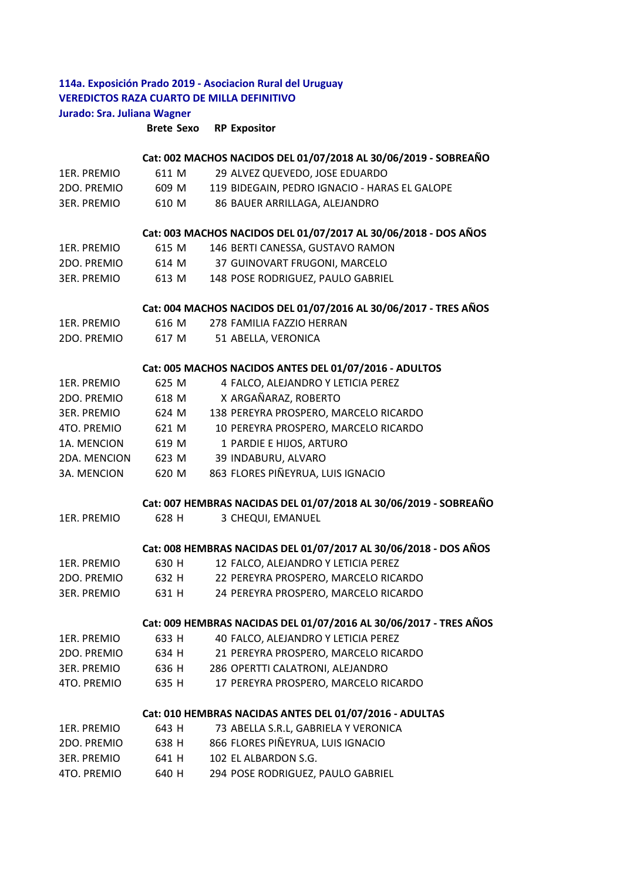**114a. Exposición Prado 2019 - Asociacion Rural del Uruguay**
**VEREDICTOS RAZA CUARTO DE MILLA DEFINITIVO**
**Jurado: Sra. Juliana Wagner**

| | Brete | Sexo | RP | Expositor |
|---|---|---|---|---|
| | | | | **Cat: 002 MACHOS NACIDOS DEL 01/07/2018 AL 30/06/2019 - SOBREAÑO** |
| 1ER. PREMIO | 611 | M | 29 | ALVEZ QUEVEDO, JOSE EDUARDO |
| 2DO. PREMIO | 609 | M | 119 | BIDEGAIN, PEDRO IGNACIO - HARAS EL GALOPE |
| 3ER. PREMIO | 610 | M | 86 | BAUER ARRILLAGA, ALEJANDRO |
| | | | | **Cat: 003 MACHOS NACIDOS DEL 01/07/2017 AL 30/06/2018 - DOS AÑOS** |
| 1ER. PREMIO | 615 | M | 146 | BERTI CANESSA, GUSTAVO RAMON |
| 2DO. PREMIO | 614 | M | 37 | GUINOVART FRUGONI, MARCELO |
| 3ER. PREMIO | 613 | M | 148 | POSE RODRIGUEZ, PAULO GABRIEL |
| | | | | **Cat: 004 MACHOS NACIDOS DEL 01/07/2016 AL 30/06/2017 - TRES AÑOS** |
| 1ER. PREMIO | 616 | M | 278 | FAMILIA FAZZIO HERRAN |
| 2DO. PREMIO | 617 | M | 51 | ABELLA, VERONICA |
| | | | | **Cat: 005 MACHOS NACIDOS ANTES DEL 01/07/2016 - ADULTOS** |
| 1ER. PREMIO | 625 | M | 4 | FALCO, ALEJANDRO Y LETICIA PEREZ |
| 2DO. PREMIO | 618 | M | X | ARGAÑARAZ, ROBERTO |
| 3ER. PREMIO | 624 | M | 138 | PEREYRA PROSPERO, MARCELO RICARDO |
| 4TO. PREMIO | 621 | M | 10 | PEREYRA PROSPERO, MARCELO RICARDO |
| 1A. MENCION | 619 | M | 1 | PARDIE E HIJOS, ARTURO |
| 2DA. MENCION | 623 | M | 39 | INDABURU, ALVARO |
| 3A. MENCION | 620 | M | 863 | FLORES PIÑEYRUA, LUIS IGNACIO |
| | | | | **Cat: 007 HEMBRAS NACIDAS DEL 01/07/2018 AL 30/06/2019 - SOBREAÑO** |
| 1ER. PREMIO | 628 | H | 3 | CHEQUI, EMANUEL |
| | | | | **Cat: 008 HEMBRAS NACIDAS DEL 01/07/2017 AL 30/06/2018 - DOS AÑOS** |
| 1ER. PREMIO | 630 | H | 12 | FALCO, ALEJANDRO Y LETICIA PEREZ |
| 2DO. PREMIO | 632 | H | 22 | PEREYRA PROSPERO, MARCELO RICARDO |
| 3ER. PREMIO | 631 | H | 24 | PEREYRA PROSPERO, MARCELO RICARDO |
| | | | | **Cat: 009 HEMBRAS NACIDAS DEL 01/07/2016 AL 30/06/2017 - TRES AÑOS** |
| 1ER. PREMIO | 633 | H | 40 | FALCO, ALEJANDRO Y LETICIA PEREZ |
| 2DO. PREMIO | 634 | H | 21 | PEREYRA PROSPERO, MARCELO RICARDO |
| 3ER. PREMIO | 636 | H | 286 | OPERTTI CALATRONI, ALEJANDRO |
| 4TO. PREMIO | 635 | H | 17 | PEREYRA PROSPERO, MARCELO RICARDO |
| | | | | **Cat: 010 HEMBRAS NACIDAS ANTES DEL 01/07/2016 - ADULTAS** |
| 1ER. PREMIO | 643 | H | 73 | ABELLA S.R.L, GABRIELA Y VERONICA |
| 2DO. PREMIO | 638 | H | 866 | FLORES PIÑEYRUA, LUIS IGNACIO |
| 3ER. PREMIO | 641 | H | 102 | EL ALBARDON S.G. |
| 4TO. PREMIO | 640 | H | 294 | POSE RODRIGUEZ, PAULO GABRIEL |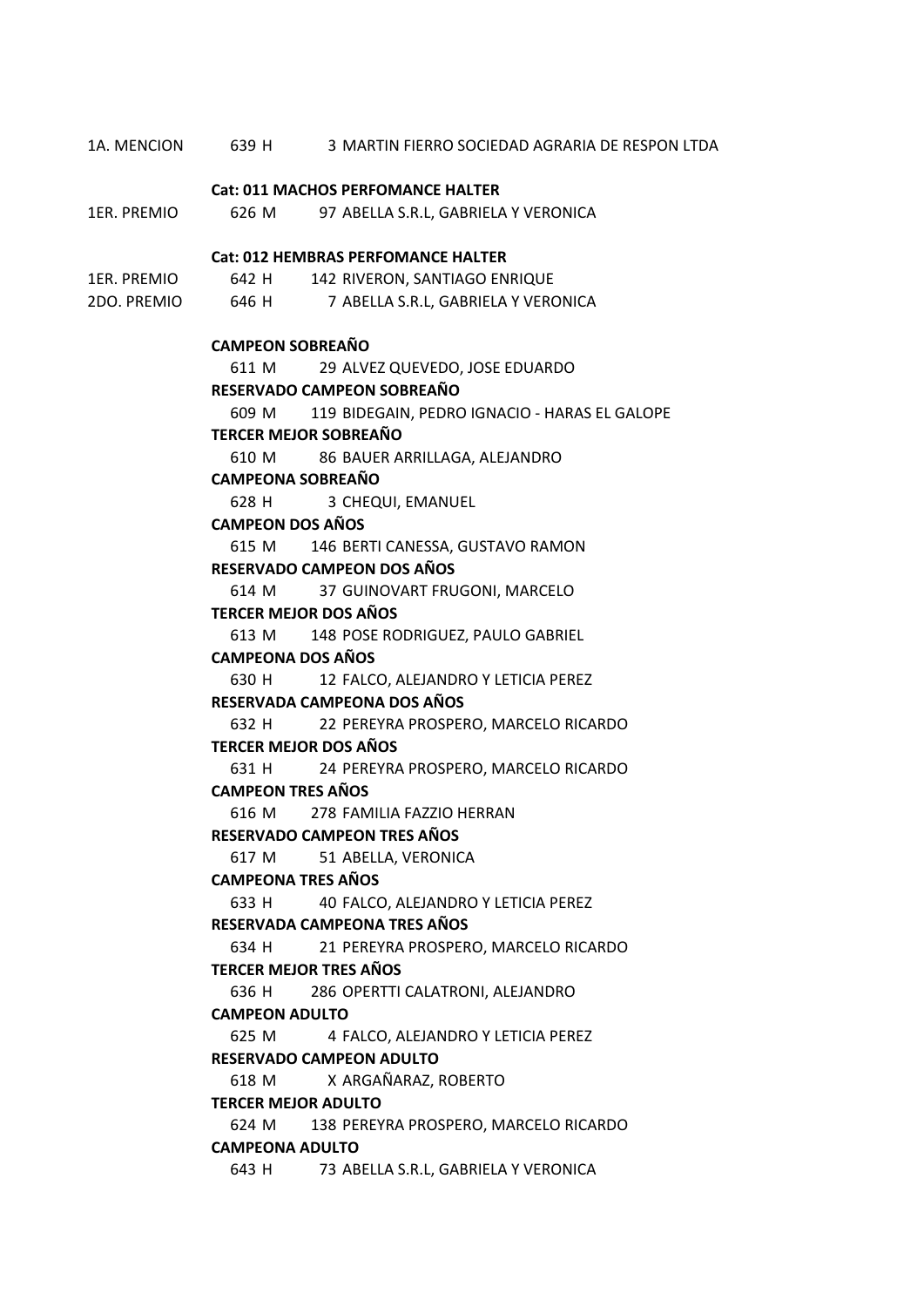| | | | |
|---|---|---|---|
| 1A. MENCION | 639 H | 3 | MARTIN FIERRO SOCIEDAD AGRARIA DE RESPON LTDA |

**Cat: 011 MACHOS PERFOMANCE HALTER**

| | | | |
|---|---|---|---|
| 1ER. PREMIO | 626 M | 97 | ABELLA S.R.L, GABRIELA Y VERONICA |

**Cat: 012 HEMBRAS PERFOMANCE HALTER**

| | | | |
|---|---|---|---|
| 1ER. PREMIO | 642 H | 142 | RIVERON, SANTIAGO ENRIQUE |
| 2DO. PREMIO | 646 H | 7 | ABELLA S.R.L, GABRIELA Y VERONICA |

**CAMPEON SOBREAÑO**

611 M 29 ALVEZ QUEVEDO, JOSE EDUARDO

**RESERVADO CAMPEON SOBREAÑO**

609 M 119 BIDEGAIN, PEDRO IGNACIO - HARAS EL GALOPE

**TERCER MEJOR SOBREAÑO**

610 M 86 BAUER ARRILLAGA, ALEJANDRO

**CAMPEONA SOBREAÑO**

628 H 3 CHEQUI, EMANUEL

**CAMPEON DOS AÑOS**

615 M 146 BERTI CANESSA, GUSTAVO RAMON

**RESERVADO CAMPEON DOS AÑOS**

614 M 37 GUINOVART FRUGONI, MARCELO

**TERCER MEJOR DOS AÑOS**

613 M 148 POSE RODRIGUEZ, PAULO GABRIEL

**CAMPEONA DOS AÑOS**

630 H 12 FALCO, ALEJANDRO Y LETICIA PEREZ

**RESERVADA CAMPEONA DOS AÑOS**

632 H 22 PEREYRA PROSPERO, MARCELO RICARDO

**TERCER MEJOR DOS AÑOS**

631 H 24 PEREYRA PROSPERO, MARCELO RICARDO

**CAMPEON TRES AÑOS**

616 M 278 FAMILIA FAZZIO HERRAN

**RESERVADO CAMPEON TRES AÑOS**

617 M 51 ABELLA, VERONICA

**CAMPEONA TRES AÑOS**

633 H 40 FALCO, ALEJANDRO Y LETICIA PEREZ

**RESERVADA CAMPEONA TRES AÑOS**

634 H 21 PEREYRA PROSPERO, MARCELO RICARDO

**TERCER MEJOR TRES AÑOS**

636 H 286 OPERTTI CALATRONI, ALEJANDRO

**CAMPEON ADULTO**

625 M 4 FALCO, ALEJANDRO Y LETICIA PEREZ

**RESERVADO CAMPEON ADULTO**

618 M X ARGAÑARAZ, ROBERTO

**TERCER MEJOR ADULTO**

624 M 138 PEREYRA PROSPERO, MARCELO RICARDO

**CAMPEONA ADULTO**

643 H 73 ABELLA S.R.L, GABRIELA Y VERONICA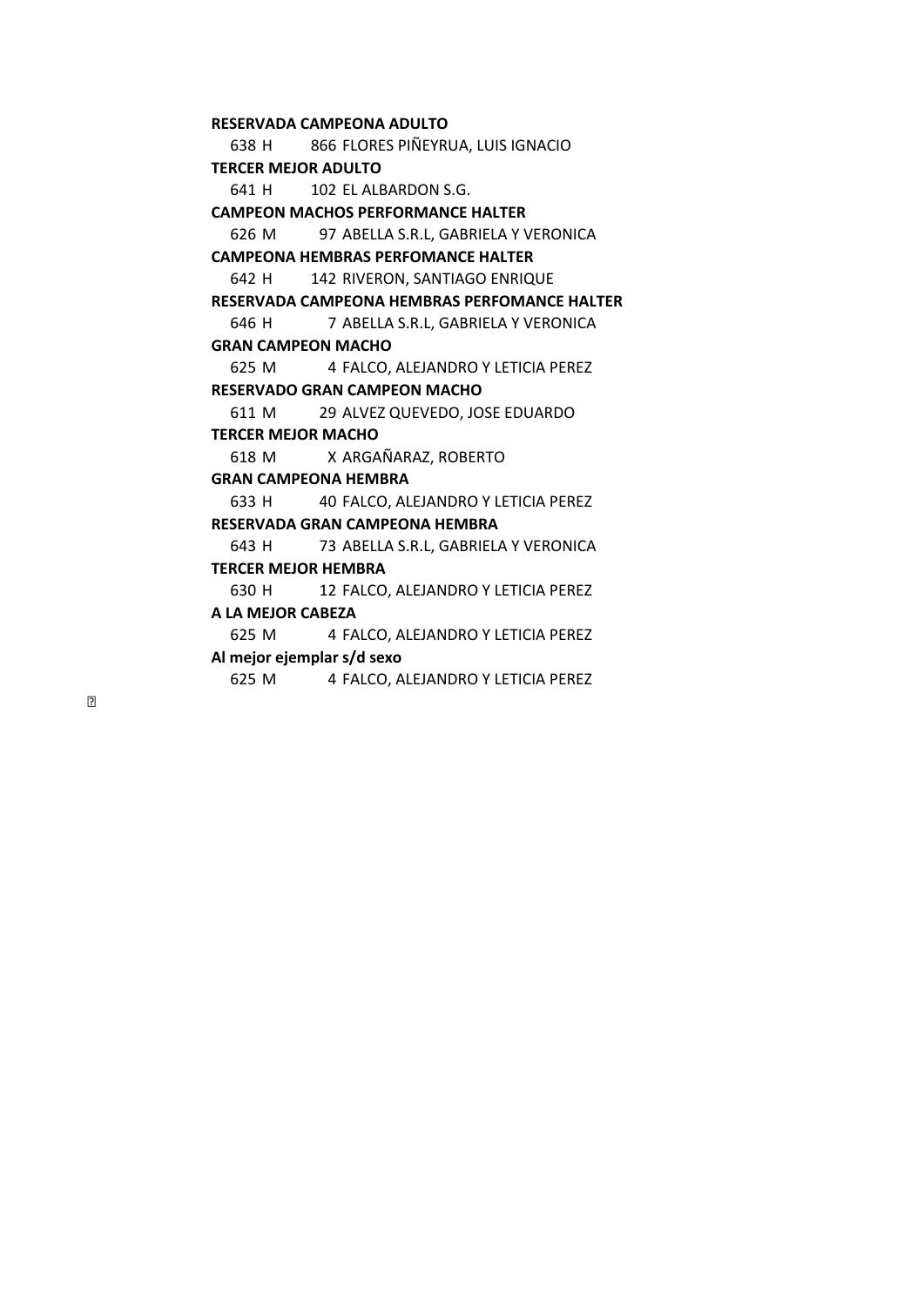**RESERVADA CAMPEONA ADULTO**

638 H 866 FLORES PIÑEYRUA, LUIS IGNACIO

**TERCER MEJOR ADULTO**

641 H 102 EL ALBARDON S.G.

**CAMPEON MACHOS PERFORMANCE HALTER**

626 M 97 ABELLA S.R.L, GABRIELA Y VERONICA

**CAMPEONA HEMBRAS PERFOMANCE HALTER**

642 H 142 RIVERON, SANTIAGO ENRIQUE

**RESERVADA CAMPEONA HEMBRAS PERFOMANCE HALTER**

646 H 7 ABELLA S.R.L, GABRIELA Y VERONICA

**GRAN CAMPEON MACHO**

625 M 4 FALCO, ALEJANDRO Y LETICIA PEREZ

**RESERVADO GRAN CAMPEON MACHO**

611 M 29 ALVEZ QUEVEDO, JOSE EDUARDO

**TERCER MEJOR MACHO**

618 M X ARGAÑARAZ, ROBERTO

**GRAN CAMPEONA HEMBRA**

633 H 40 FALCO, ALEJANDRO Y LETICIA PEREZ

**RESERVADA GRAN CAMPEONA HEMBRA**

643 H 73 ABELLA S.R.L, GABRIELA Y VERONICA

**TERCER MEJOR HEMBRA**

630 H 12 FALCO, ALEJANDRO Y LETICIA PEREZ

**A LA MEJOR CABEZA**

625 M 4 FALCO, ALEJANDRO Y LETICIA PEREZ

**Al mejor ejemplar s/d sexo**

625 M 4 FALCO, ALEJANDRO Y LETICIA PEREZ